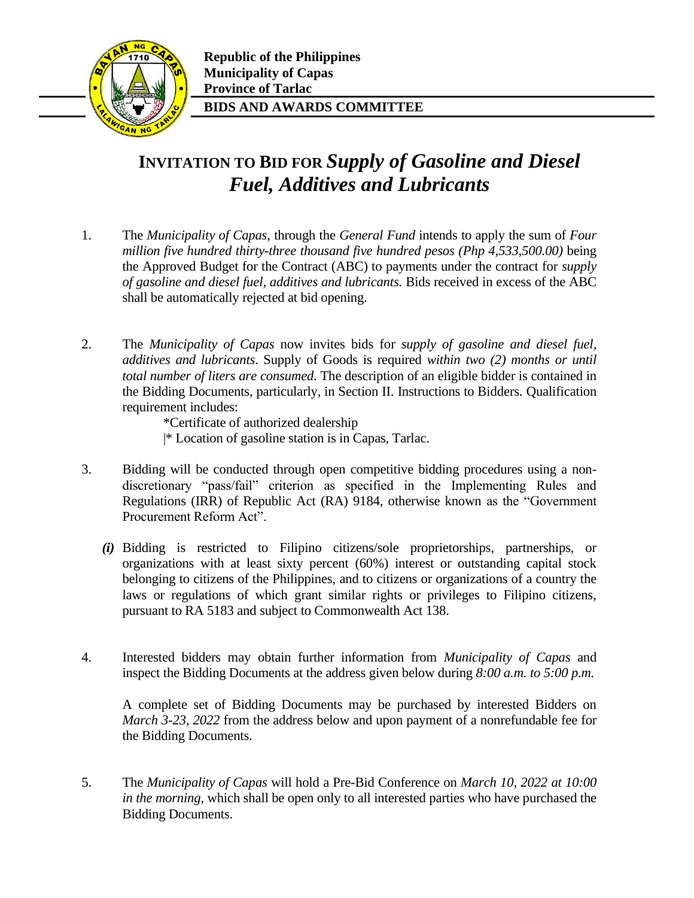**Republic of the Philippines**
**Municipality of Capas**
**Province of Tarlac**
**BIDS AND AWARDS COMMITTEE**

# INVITATION TO BID FOR *Supply of Gasoline and Diesel Fuel, Additives and Lubricants*

1. The *Municipality of Capas*, through the *General Fund* intends to apply the sum of *Four million five hundred thirty-three thousand five hundred pesos (Php 4,533,500.00)* being the Approved Budget for the Contract (ABC) to payments under the contract for *supply of gasoline and diesel fuel, additives and lubricants.* Bids received in excess of the ABC shall be automatically rejected at bid opening.

2. The *Municipality of Capas* now invites bids for *supply of gasoline and diesel fuel, additives and lubricants*. Supply of Goods is required *within two (2) months or until total number of liters are consumed.* The description of an eligible bidder is contained in the Bidding Documents, particularly, in Section II. Instructions to Bidders. Qualification requirement includes:

   *Certificate of authorized dealership
   |* Location of gasoline station is in Capas, Tarlac.

3. Bidding will be conducted through open competitive bidding procedures using a non-discretionary "pass/fail" criterion as specified in the Implementing Rules and Regulations (IRR) of Republic Act (RA) 9184, otherwise known as the "Government Procurement Reform Act".

   ***(i)*** Bidding is restricted to Filipino citizens/sole proprietorships, partnerships, or organizations with at least sixty percent (60%) interest or outstanding capital stock belonging to citizens of the Philippines, and to citizens or organizations of a country the laws or regulations of which grant similar rights or privileges to Filipino citizens, pursuant to RA 5183 and subject to Commonwealth Act 138.

4. Interested bidders may obtain further information from *Municipality of Capas* and inspect the Bidding Documents at the address given below during *8:00 a.m. to 5:00 p.m.*

   A complete set of Bidding Documents may be purchased by interested Bidders on *March 3-23, 2022* from the address below and upon payment of a nonrefundable fee for the Bidding Documents.

5. The *Municipality of Capas* will hold a Pre-Bid Conference on *March 10, 2022 at 10:00 in the morning,* which shall be open only to all interested parties who have purchased the Bidding Documents.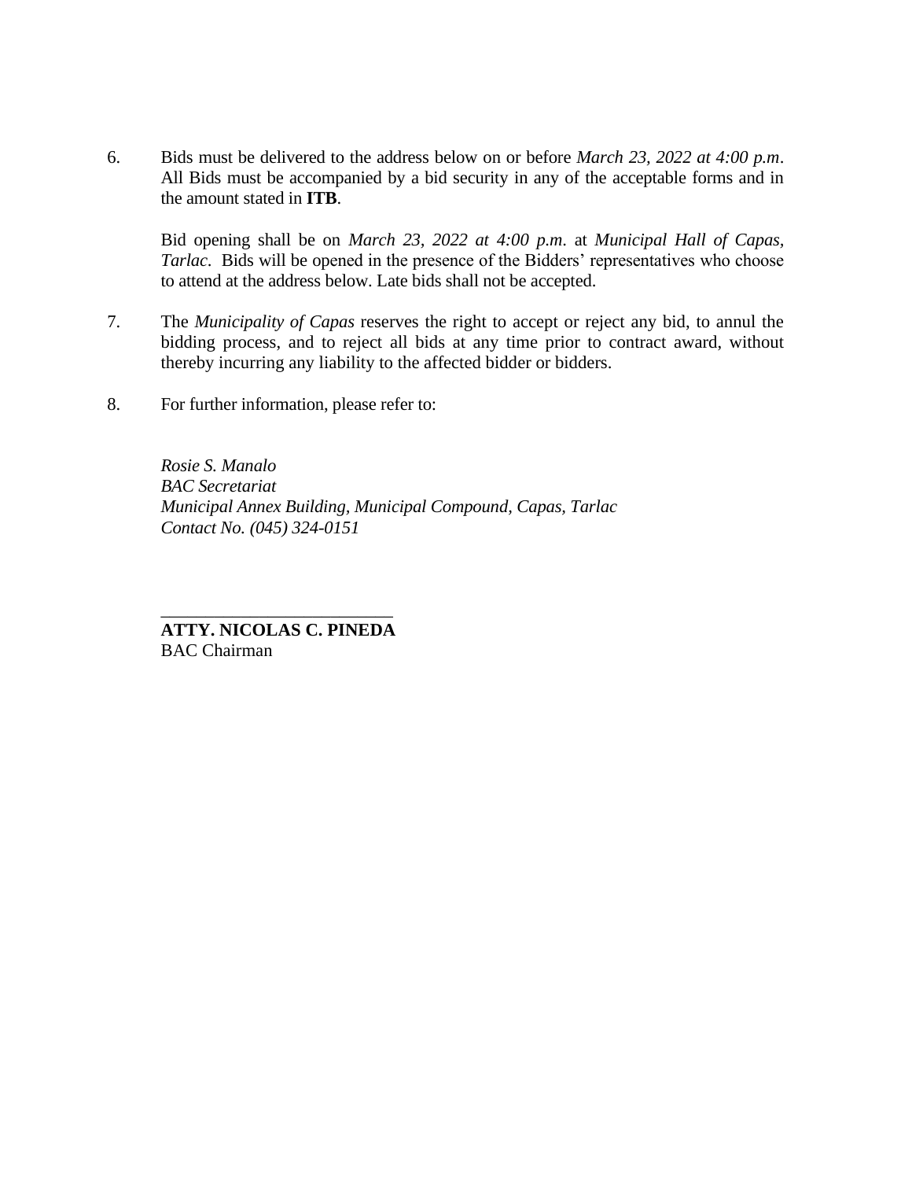6. Bids must be delivered to the address below on or before *March 23, 2022 at 4:00 p.m*. All Bids must be accompanied by a bid security in any of the acceptable forms and in the amount stated in **ITB**.

   Bid opening shall be on *March 23, 2022 at 4:00 p.m*. at *Municipal Hall of Capas, Tarlac*. Bids will be opened in the presence of the Bidders' representatives who choose to attend at the address below. Late bids shall not be accepted.

7. The *Municipality of Capas* reserves the right to accept or reject any bid, to annul the bidding process, and to reject all bids at any time prior to contract award, without thereby incurring any liability to the affected bidder or bidders.

8. For further information, please refer to:

   *Rosie S. Manalo*
   *BAC Secretariat*
   *Municipal Annex Building, Municipal Compound, Capas, Tarlac*
   *Contact No. (045) 324-0151*

___________________________

**ATTY. NICOLAS C. PINEDA**
BAC Chairman